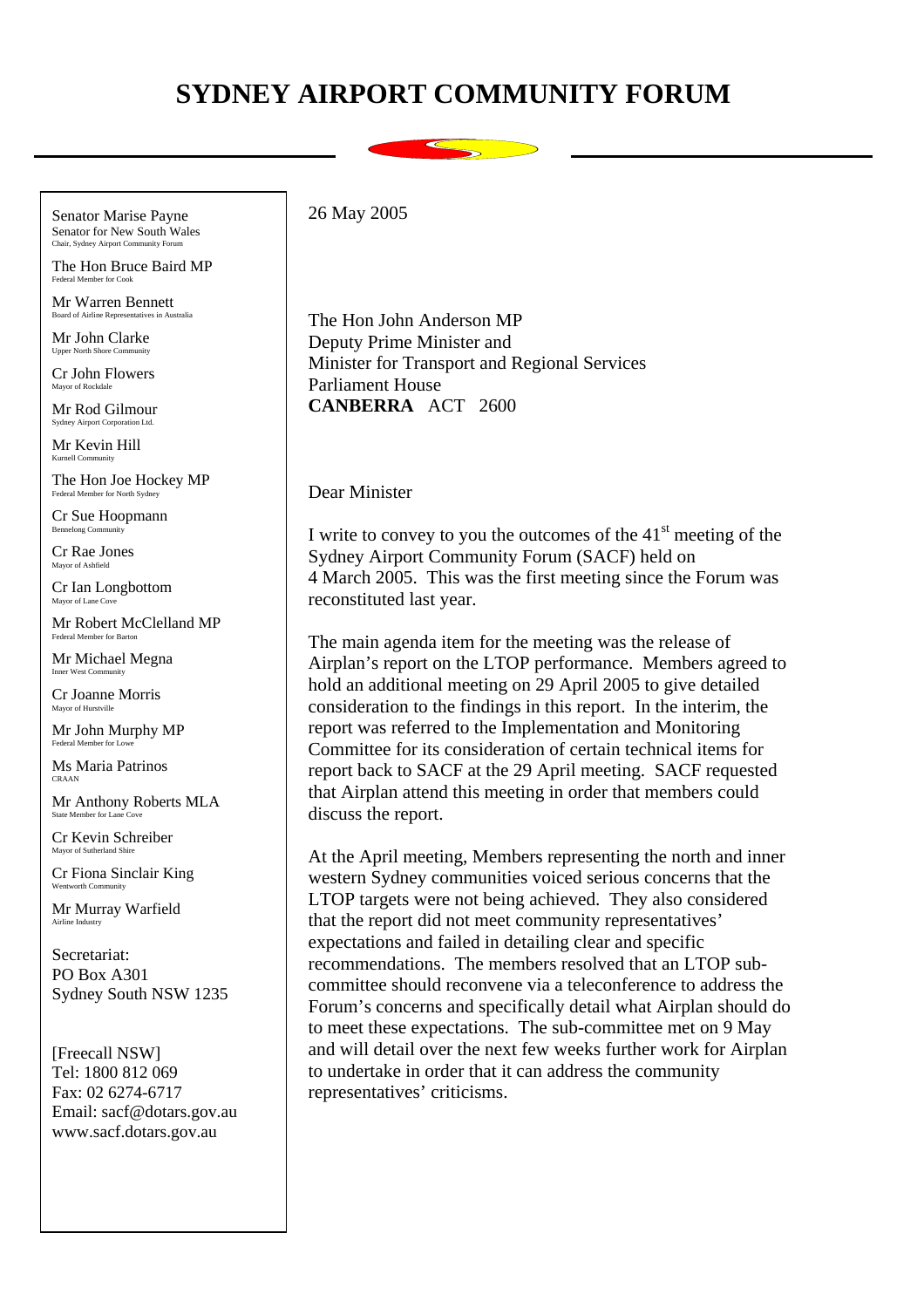# SYDNEY AIRPORT COMMUNITY FORUM

Senator Marise Payne
Senator for New South Wales
Chair, Sydney Airport Community Forum

The Hon Bruce Baird MP
Federal Member for Cook

Mr Warren Bennett
Board of Airline Representatives in Australia

Mr John Clarke
Upper North Shore Community

Cr John Flowers
Mayor of Rockdale

Mr Rod Gilmour
Sydney Airport Corporation Ltd.

Mr Kevin Hill
Kurnell Community

The Hon Joe Hockey MP
Federal Member for North Sydney

Cr Sue Hoopmann
Bennelong Community

Cr Rae Jones
Mayor of Ashfield

Cr Ian Longbottom
Mayor of Lane Cove

Mr Robert McClelland MP
Federal Member for Barton

Mr Michael Megna
Inner West Community

Cr Joanne Morris
Mayor of Hurstville

Mr John Murphy MP
Federal Member for Lowe

Ms Maria Patrinos
CRAAN

Mr Anthony Roberts MLA
State Member for Lane Cove

Cr Kevin Schreiber
Mayor of Sutherland Shire

Cr Fiona Sinclair King
Wentworth Community

Mr Murray Warfield
Airline Industry

Secretariat:
PO Box A301
Sydney South NSW 1235

[Freecall NSW]
Tel: 1800 812 069
Fax: 02 6274-6717
Email: sacf@dotars.gov.au
www.sacf.dotars.gov.au

26 May 2005

The Hon John Anderson MP
Deputy Prime Minister and
Minister for Transport and Regional Services
Parliament House
**CANBERRA** ACT 2600

Dear Minister

I write to convey to you the outcomes of the 41st meeting of the Sydney Airport Community Forum (SACF) held on 4 March 2005. This was the first meeting since the Forum was reconstituted last year.

The main agenda item for the meeting was the release of Airplan's report on the LTOP performance. Members agreed to hold an additional meeting on 29 April 2005 to give detailed consideration to the findings in this report. In the interim, the report was referred to the Implementation and Monitoring Committee for its consideration of certain technical items for report back to SACF at the 29 April meeting. SACF requested that Airplan attend this meeting in order that members could discuss the report.

At the April meeting, Members representing the north and inner western Sydney communities voiced serious concerns that the LTOP targets were not being achieved. They also considered that the report did not meet community representatives' expectations and failed in detailing clear and specific recommendations. The members resolved that an LTOP sub-committee should reconvene via a teleconference to address the Forum's concerns and specifically detail what Airplan should do to meet these expectations. The sub-committee met on 9 May and will detail over the next few weeks further work for Airplan to undertake in order that it can address the community representatives' criticisms.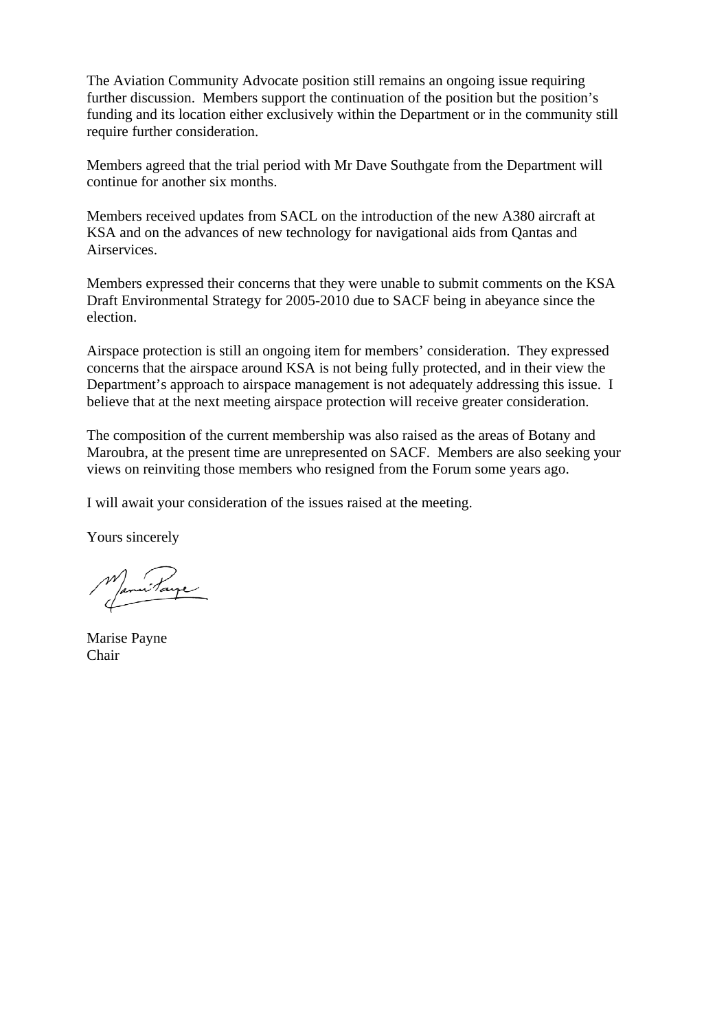The Aviation Community Advocate position still remains an ongoing issue requiring further discussion.  Members support the continuation of the position but the position's funding and its location either exclusively within the Department or in the community still require further consideration.

Members agreed that the trial period with Mr Dave Southgate from the Department will continue for another six months.

Members received updates from SACL on the introduction of the new A380 aircraft at KSA and on the advances of new technology for navigational aids from Qantas and Airservices.

Members expressed their concerns that they were unable to submit comments on the KSA Draft Environmental Strategy for 2005-2010 due to SACF being in abeyance since the election.

Airspace protection is still an ongoing item for members' consideration.  They expressed concerns that the airspace around KSA is not being fully protected, and in their view the Department's approach to airspace management is not adequately addressing this issue.  I believe that at the next meeting airspace protection will receive greater consideration.

The composition of the current membership was also raised as the areas of Botany and Maroubra, at the present time are unrepresented on SACF.  Members are also seeking your views on reinviting those members who resigned from the Forum some years ago.

I will await your consideration of the issues raised at the meeting.

Yours sincerely

Marise Payne
Chair